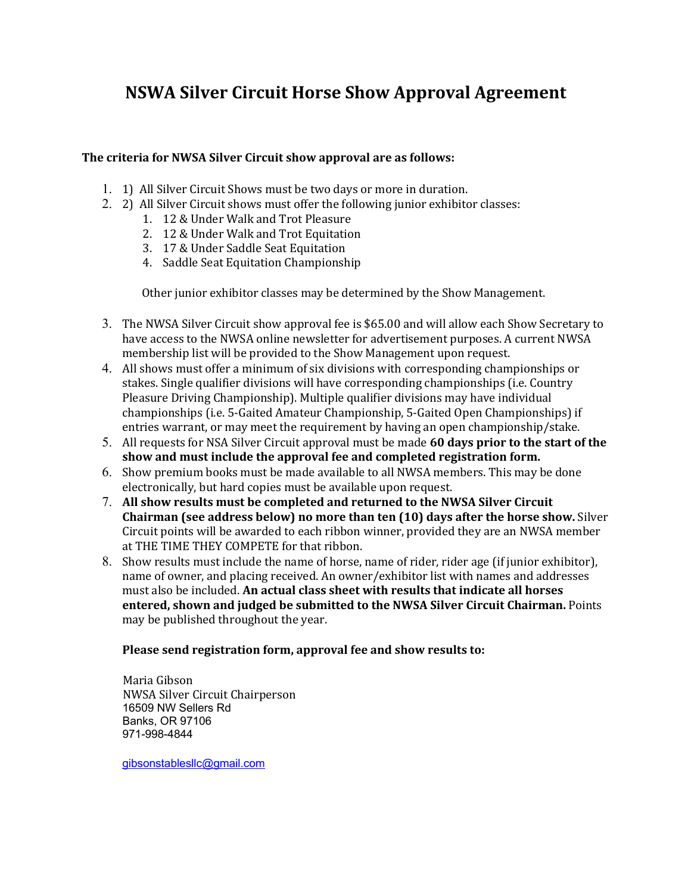# NSWA Silver Circuit Horse Show Approval Agreement

**The criteria for NWSA Silver Circuit show approval are as follows:**

1. 1) All Silver Circuit Shows must be two days or more in duration.
2. 2) All Silver Circuit shows must offer the following junior exhibitor classes:
   1. 12 & Under Walk and Trot Pleasure
   2. 12 & Under Walk and Trot Equitation
   3. 17 & Under Saddle Seat Equitation
   4. Saddle Seat Equitation Championship

   Other junior exhibitor classes may be determined by the Show Management.

3. The NWSA Silver Circuit show approval fee is $65.00 and will allow each Show Secretary to have access to the NWSA online newsletter for advertisement purposes. A current NWSA membership list will be provided to the Show Management upon request.
4. All shows must offer a minimum of six divisions with corresponding championships or stakes. Single qualifier divisions will have corresponding championships (i.e. Country Pleasure Driving Championship). Multiple qualifier divisions may have individual championships (i.e. 5-Gaited Amateur Championship, 5-Gaited Open Championships) if entries warrant, or may meet the requirement by having an open championship/stake.
5. All requests for NSA Silver Circuit approval must be made **60 days prior to the start of the show and must include the approval fee and completed registration form.**
6. Show premium books must be made available to all NWSA members. This may be done electronically, but hard copies must be available upon request.
7. **All show results must be completed and returned to the NWSA Silver Circuit Chairman (see address below) no more than ten (10) days after the horse show.** Silver Circuit points will be awarded to each ribbon winner, provided they are an NWSA member at THE TIME THEY COMPETE for that ribbon.
8. Show results must include the name of horse, name of rider, rider age (if junior exhibitor), name of owner, and placing received. An owner/exhibitor list with names and addresses must also be included. **An actual class sheet with results that indicate all horses entered, shown and judged be submitted to the NWSA Silver Circuit Chairman.** Points may be published throughout the year.

**Please send registration form, approval fee and show results to:**

Maria Gibson
NWSA Silver Circuit Chairperson
16509 NW Sellers Rd
Banks, OR 97106
971-998-4844

gibsonstablesllc@gmail.com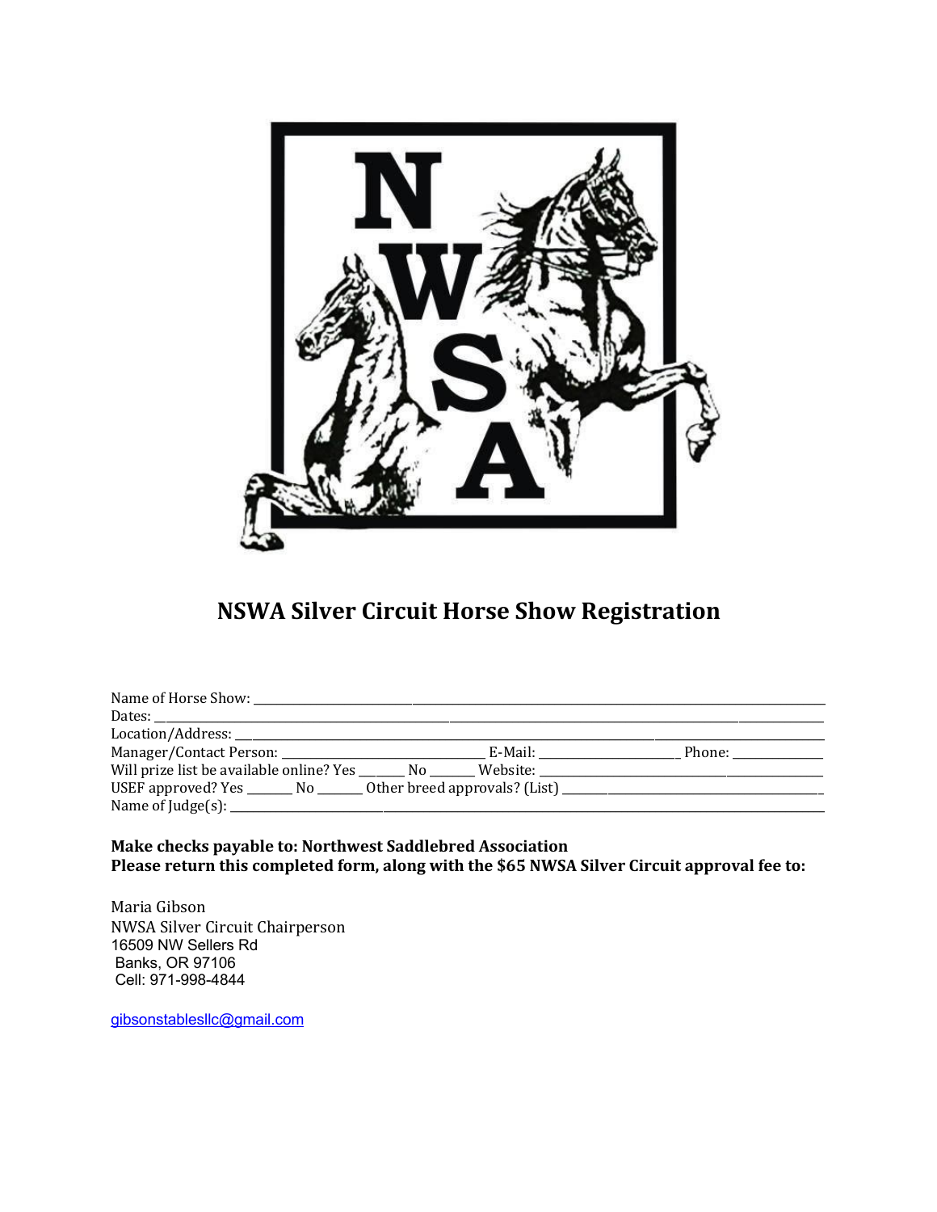# NSWA Silver Circuit Horse Show Registration

Name of Horse Show: ______________________________________________________________________________________
Dates: ___________________________________________________________________________________________________
Location/Address: _________________________________________________________________________________________
Manager/Contact Person: _______________________________ E-Mail: _______________________ Phone: ______________
Will prize list be available online? Yes _______ No _______ Website: ________________________________________________
USEF approved? Yes _______ No _______ Other breed approvals? (List) ________________________________________
Name of Judge(s): _________________________________________________________________________________________

**Make checks payable to: Northwest Saddlebred Association**
**Please return this completed form, along with the $65 NWSA Silver Circuit approval fee to:**

Maria Gibson
NWSA Silver Circuit Chairperson
16509 NW Sellers Rd
Banks, OR 97106
Cell: 971-998-4844

gibsonstablesllc@gmail.com